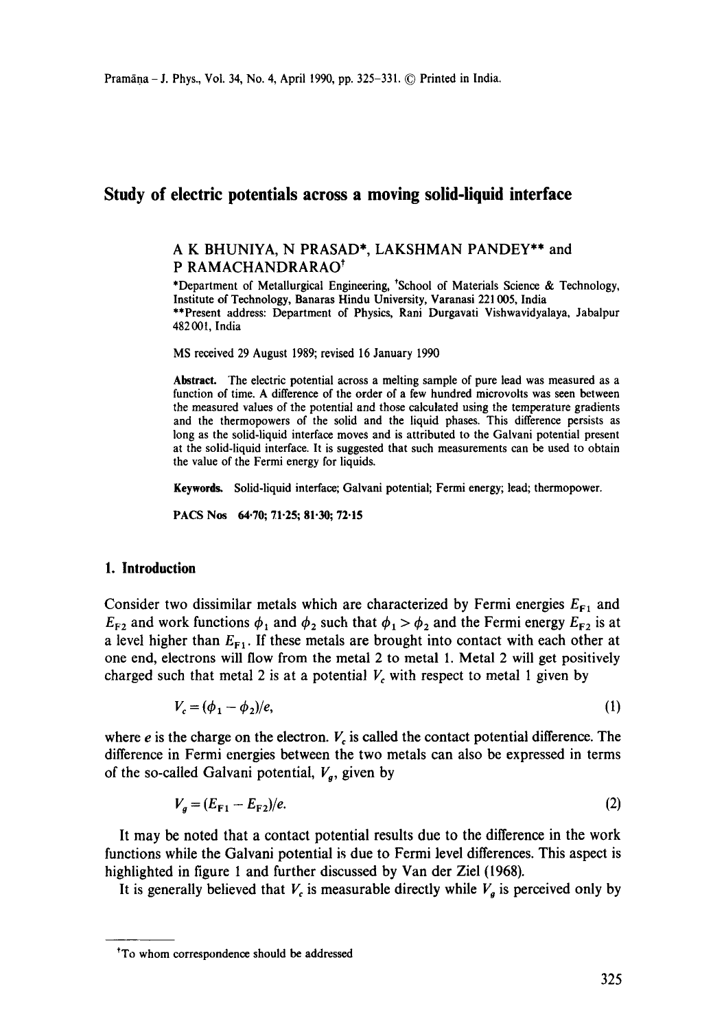# Study of electric potentials across a moving solid-liquid interface

A K BHUNIYA, N PRASAD*, LAKSHMAN PANDEY** and P RAMACHANDRARAO[†]

*Department of Metallurgical Engineering, [†]School of Materials Science & Technology, Institute of Technology, Banaras Hindu University, Varanasi 221 005, India

**Present address: Department of Physics, Rani Durgavati Vishwavidyalaya, Jabalpur 482 001, India

MS received 29 August 1989; revised 16 January 1990

**Abstract.** The electric potential across a melting sample of pure lead was measured as a function of time. A difference of the order of a few hundred microvolts was seen between the measured values of the potential and those calculated using the temperature gradients and the thermopowers of the solid and the liquid phases. This difference persists as long as the solid-liquid interface moves and is attributed to the Galvani potential present at the solid-liquid interface. It is suggested that such measurements can be used to obtain the value of the Fermi energy for liquids.

**Keywords.** Solid-liquid interface; Galvani potential; Fermi energy; lead; thermopower.

**PACS Nos** 64·70; 71·25; 81·30; 72·15

## 1. Introduction

Consider two dissimilar metals which are characterized by Fermi energies $E_{F1}$ and $E_{F2}$ and work functions $\phi_1$ and $\phi_2$ such that $\phi_1 > \phi_2$ and the Fermi energy $E_{F2}$ is at a level higher than $E_{F1}$. If these metals are brought into contact with each other at one end, electrons will flow from the metal 2 to metal 1. Metal 2 will get positively charged such that metal 2 is at a potential $V_c$ with respect to metal 1 given by

$$V_c = (\phi_1 - \phi_2)/e, \tag{1}$$

where $e$ is the charge on the electron. $V_c$ is called the contact potential difference. The difference in Fermi energies between the two metals can also be expressed in terms of the so-called Galvani potential, $V_g$, given by

$$V_g = (E_{F1} - E_{F2})/e. \tag{2}$$

It may be noted that a contact potential results due to the difference in the work functions while the Galvani potential is due to Fermi level differences. This aspect is highlighted in figure 1 and further discussed by Van der Ziel (1968).

It is generally believed that $V_c$ is measurable directly while $V_g$ is perceived only by

---

[†]To whom correspondence should be addressed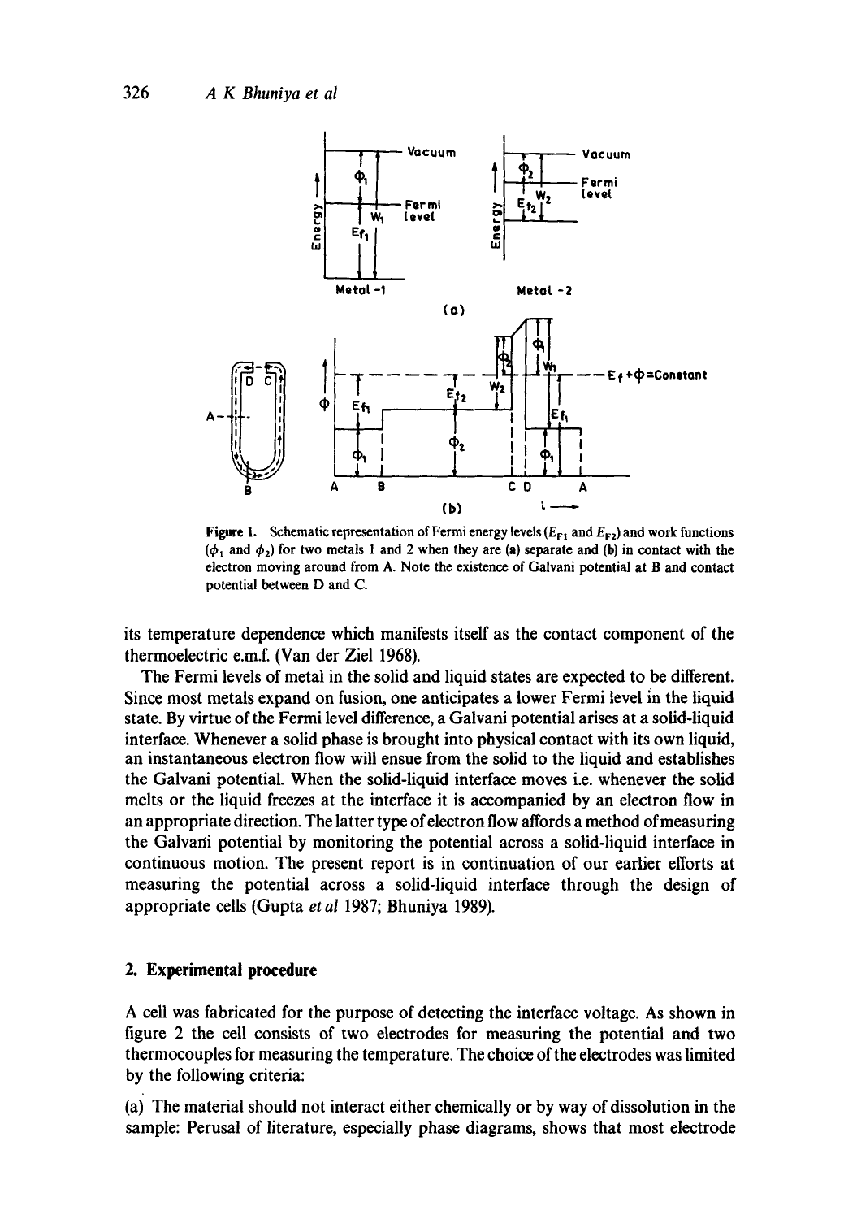Figure 1. Schematic representation of Fermi energy levels ($E_{F1}$ and $E_{F2}$) and work functions ($\phi_1$ and $\phi_2$) for two metals 1 and 2 when they are (a) separate and (b) in contact with the electron moving around from A. Note the existence of Galvani potential at B and contact potential between D and C.

its temperature dependence which manifests itself as the contact component of the thermoelectric e.m.f. (Van der Ziel 1968).

The Fermi levels of metal in the solid and liquid states are expected to be different. Since most metals expand on fusion, one anticipates a lower Fermi level in the liquid state. By virtue of the Fermi level difference, a Galvani potential arises at a solid-liquid interface. Whenever a solid phase is brought into physical contact with its own liquid, an instantaneous electron flow will ensue from the solid to the liquid and establishes the Galvani potential. When the solid-liquid interface moves i.e. whenever the solid melts or the liquid freezes at the interface it is accompanied by an electron flow in an appropriate direction. The latter type of electron flow affords a method of measuring the Galvani potential by monitoring the potential across a solid-liquid interface in continuous motion. The present report is in continuation of our earlier efforts at measuring the potential across a solid-liquid interface through the design of appropriate cells (Gupta *et al* 1987; Bhuniya 1989).

## 2. Experimental procedure

A cell was fabricated for the purpose of detecting the interface voltage. As shown in figure 2 the cell consists of two electrodes for measuring the potential and two thermocouples for measuring the temperature. The choice of the electrodes was limited by the following criteria:

(a) The material should not interact either chemically or by way of dissolution in the sample: Perusal of literature, especially phase diagrams, shows that most electrode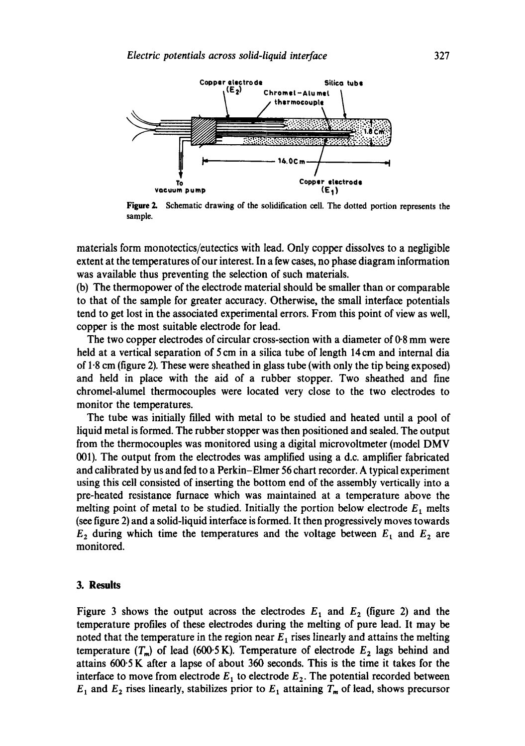Figure 2. Schematic drawing of the solidification cell. The dotted portion represents the sample.

materials form monotectics/eutectics with lead. Only copper dissolves to a negligible extent at the temperatures of our interest. In a few cases, no phase diagram information was available thus preventing the selection of such materials.

(b) The thermopower of the electrode material should be smaller than or comparable to that of the sample for greater accuracy. Otherwise, the small interface potentials tend to get lost in the associated experimental errors. From this point of view as well, copper is the most suitable electrode for lead.

The two copper electrodes of circular cross-section with a diameter of 0·8 mm were held at a vertical separation of 5 cm in a silica tube of length 14 cm and internal dia of 1·8 cm (figure 2). These were sheathed in glass tube (with only the tip being exposed) and held in place with the aid of a rubber stopper. Two sheathed and fine chromel-alumel thermocouples were located very close to the two electrodes to monitor the temperatures.

The tube was initially filled with metal to be studied and heated until a pool of liquid metal is formed. The rubber stopper was then positioned and sealed. The output from the thermocouples was monitored using a digital microvoltmeter (model DMV 001). The output from the electrodes was amplified using a d.c. amplifier fabricated and calibrated by us and fed to a Perkin–Elmer 56 chart recorder. A typical experiment using this cell consisted of inserting the bottom end of the assembly vertically into a pre-heated resistance furnace which was maintained at a temperature above the melting point of metal to be studied. Initially the portion below electrode $E_1$ melts (see figure 2) and a solid-liquid interface is formed. It then progressively moves towards $E_2$ during which time the temperatures and the voltage between $E_1$ and $E_2$ are monitored.

## 3. Results

Figure 3 shows the output across the electrodes $E_1$ and $E_2$ (figure 2) and the temperature profiles of these electrodes during the melting of pure lead. It may be noted that the temperature in the region near $E_1$ rises linearly and attains the melting temperature ($T_m$) of lead (600·5 K). Temperature of electrode $E_2$ lags behind and attains 600·5 K after a lapse of about 360 seconds. This is the time it takes for the interface to move from electrode $E_1$ to electrode $E_2$. The potential recorded between $E_1$ and $E_2$ rises linearly, stabilizes prior to $E_1$ attaining $T_m$ of lead, shows precursor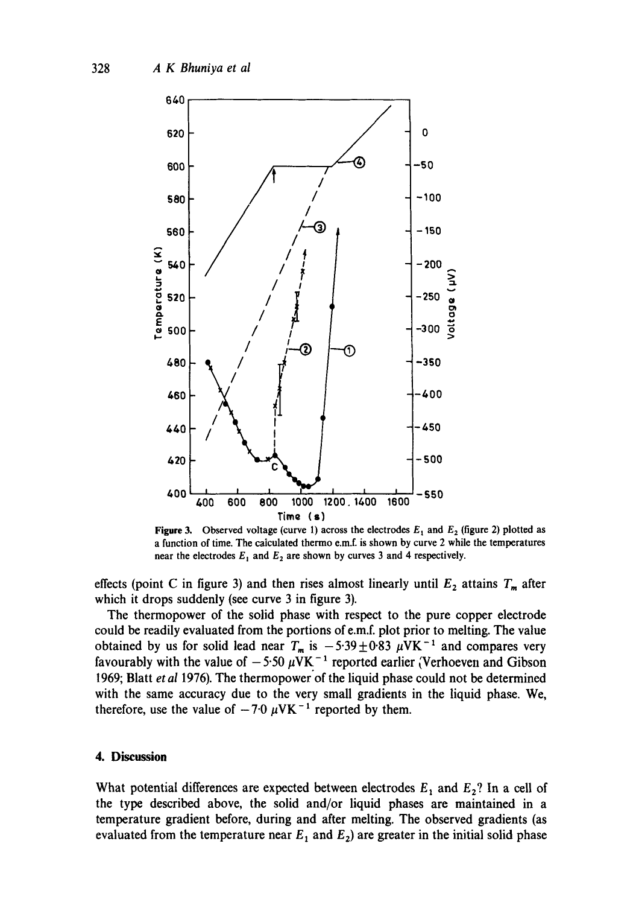**Figure 3.** Observed voltage (curve 1) across the electrodes $E_1$ and $E_2$ (figure 2) plotted as a function of time. The calculated thermo e.m.f. is shown by curve 2 while the temperatures near the electrodes $E_1$ and $E_2$ are shown by curves 3 and 4 respectively.

effects (point C in figure 3) and then rises almost linearly until $E_2$ attains $T_m$ after which it drops suddenly (see curve 3 in figure 3).

The thermopower of the solid phase with respect to the pure copper electrode could be readily evaluated from the portions of e.m.f. plot prior to melting. The value obtained by us for solid lead near $T_m$ is $-5{\cdot}39 \pm 0{\cdot}83\ \mu\text{VK}^{-1}$ and compares very favourably with the value of $-5{\cdot}50\ \mu\text{VK}^{-1}$ reported earlier (Verhoeven and Gibson 1969; Blatt *et al* 1976). The thermopower of the liquid phase could not be determined with the same accuracy due to the very small gradients in the liquid phase. We, therefore, use the value of $-7{\cdot}0\ \mu\text{VK}^{-1}$ reported by them.

## 4. Discussion

What potential differences are expected between electrodes $E_1$ and $E_2$? In a cell of the type described above, the solid and/or liquid phases are maintained in a temperature gradient before, during and after melting. The observed gradients (as evaluated from the temperature near $E_1$ and $E_2$) are greater in the initial solid phase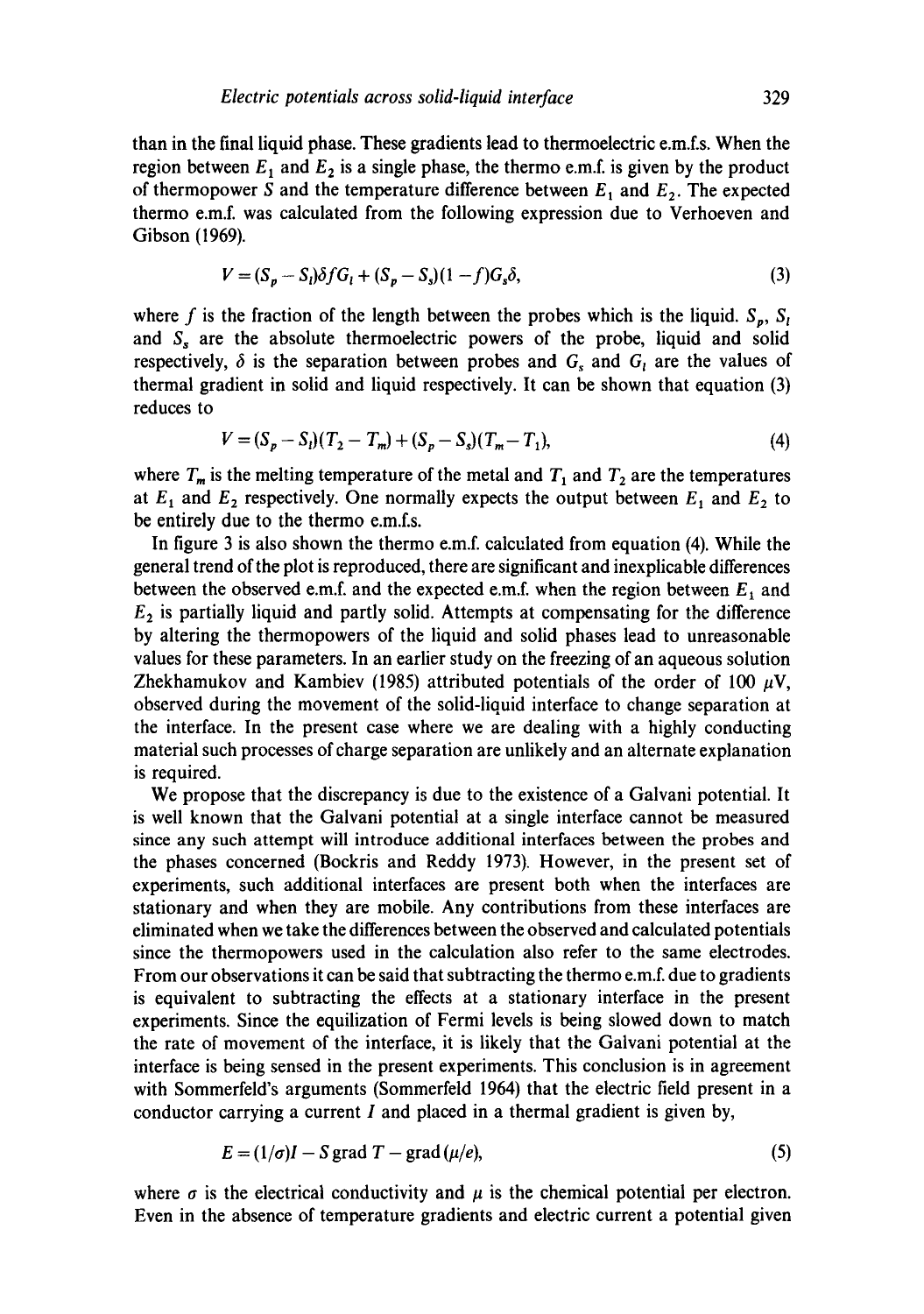than in the final liquid phase. These gradients lead to thermoelectric e.m.f.s. When the region between $E_1$ and $E_2$ is a single phase, the thermo e.m.f. is given by the product of thermopower $S$ and the temperature difference between $E_1$ and $E_2$. The expected thermo e.m.f. was calculated from the following expression due to Verhoeven and Gibson (1969).

$$V = (S_p - S_l)\delta f G_l + (S_p - S_s)(1 - f)G_s\delta, \tag{3}$$

where $f$ is the fraction of the length between the probes which is the liquid. $S_p$, $S_l$ and $S_s$ are the absolute thermoelectric powers of the probe, liquid and solid respectively, $\delta$ is the separation between probes and $G_s$ and $G_l$ are the values of thermal gradient in solid and liquid respectively. It can be shown that equation (3) reduces to

$$V = (S_p - S_l)(T_2 - T_m) + (S_p - S_s)(T_m - T_1), \tag{4}$$

where $T_m$ is the melting temperature of the metal and $T_1$ and $T_2$ are the temperatures at $E_1$ and $E_2$ respectively. One normally expects the output between $E_1$ and $E_2$ to be entirely due to the thermo e.m.f.s.

In figure 3 is also shown the thermo e.m.f. calculated from equation (4). While the general trend of the plot is reproduced, there are significant and inexplicable differences between the observed e.m.f. and the expected e.m.f. when the region between $E_1$ and $E_2$ is partially liquid and partly solid. Attempts at compensating for the difference by altering the thermopowers of the liquid and solid phases lead to unreasonable values for these parameters. In an earlier study on the freezing of an aqueous solution Zhekhamukov and Kambiev (1985) attributed potentials of the order of 100 $\mu$V, observed during the movement of the solid-liquid interface to change separation at the interface. In the present case where we are dealing with a highly conducting material such processes of charge separation are unlikely and an alternate explanation is required.

We propose that the discrepancy is due to the existence of a Galvani potential. It is well known that the Galvani potential at a single interface cannot be measured since any such attempt will introduce additional interfaces between the probes and the phases concerned (Bockris and Reddy 1973). However, in the present set of experiments, such additional interfaces are present both when the interfaces are stationary and when they are mobile. Any contributions from these interfaces are eliminated when we take the differences between the observed and calculated potentials since the thermopowers used in the calculation also refer to the same electrodes. From our observations it can be said that subtracting the thermo e.m.f. due to gradients is equivalent to subtracting the effects at a stationary interface in the present experiments. Since the equilization of Fermi levels is being slowed down to match the rate of movement of the interface, it is likely that the Galvani potential at the interface is being sensed in the present experiments. This conclusion is in agreement with Sommerfeld's arguments (Sommerfeld 1964) that the electric field present in a conductor carrying a current $I$ and placed in a thermal gradient is given by,

$$E = (1/\sigma)I - S\,\mathrm{grad}\,T - \mathrm{grad}\,(\mu/e), \tag{5}$$

where $\sigma$ is the electrical conductivity and $\mu$ is the chemical potential per electron. Even in the absence of temperature gradients and electric current a potential given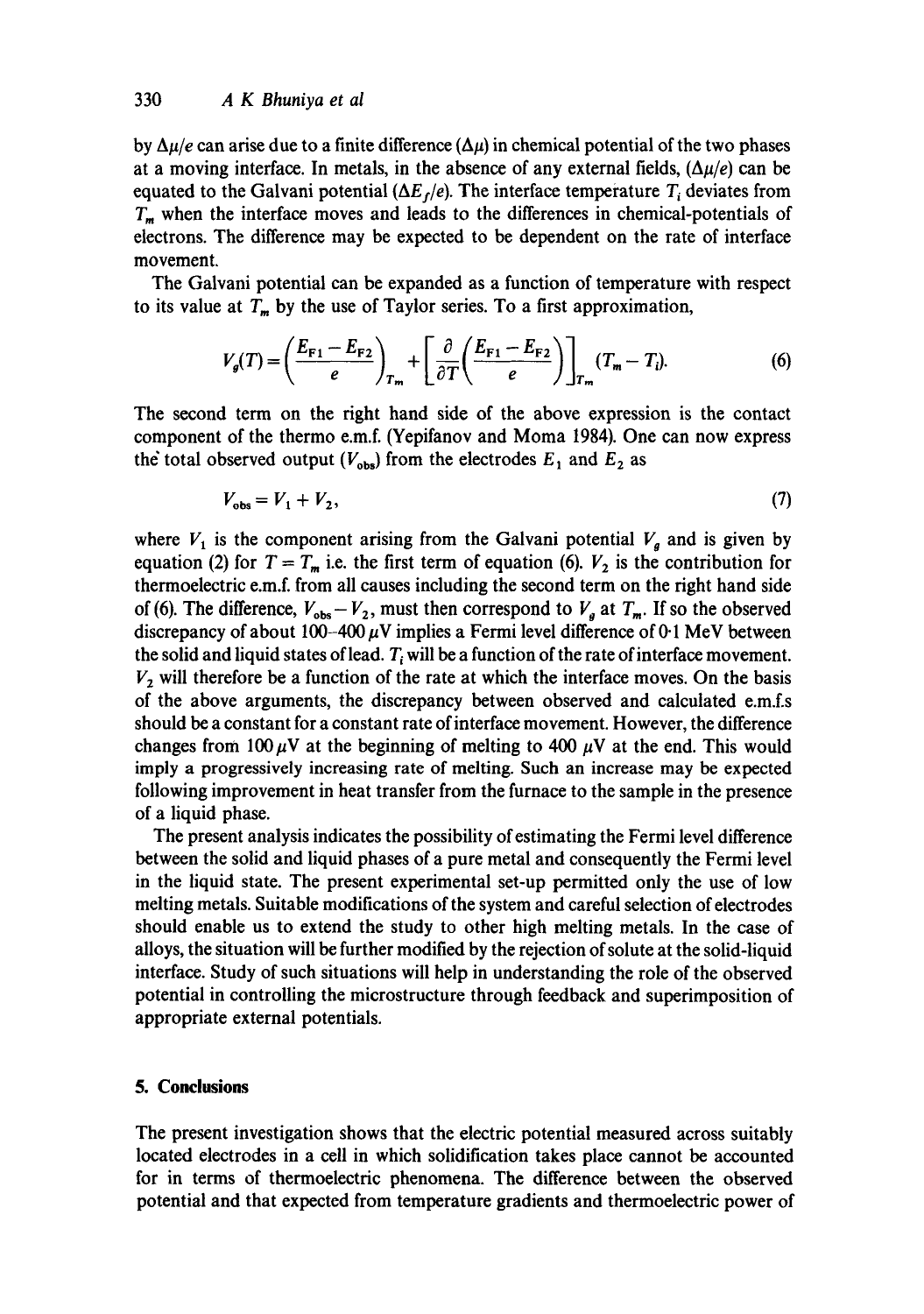by $\Delta\mu/e$ can arise due to a finite difference ($\Delta\mu$) in chemical potential of the two phases at a moving interface. In metals, in the absence of any external fields, ($\Delta\mu/e$) can be equated to the Galvani potential ($\Delta E_f/e$). The interface temperature $T_i$ deviates from $T_m$ when the interface moves and leads to the differences in chemical-potentials of electrons. The difference may be expected to be dependent on the rate of interface movement.

The Galvani potential can be expanded as a function of temperature with respect to its value at $T_m$ by the use of Taylor series. To a first approximation,

$$V_g(T) = \left(\frac{E_{F1} - E_{F2}}{e}\right)_{T_m} + \left[\frac{\partial}{\partial T}\left(\frac{E_{F1} - E_{F2}}{e}\right)\right]_{T_m} (T_m - T_i). \tag{6}$$

The second term on the right hand side of the above expression is the contact component of the thermo e.m.f. (Yepifanov and Moma 1984). One can now express the total observed output ($V_{obs}$) from the electrodes $E_1$ and $E_2$ as

$$V_{obs} = V_1 + V_2, \tag{7}$$

where $V_1$ is the component arising from the Galvani potential $V_g$ and is given by equation (2) for $T = T_m$ i.e. the first term of equation (6). $V_2$ is the contribution for thermoelectric e.m.f. from all causes including the second term on the right hand side of (6). The difference, $V_{obs} - V_2$, must then correspond to $V_g$ at $T_m$. If so the observed discrepancy of about 100–400 $\mu$V implies a Fermi level difference of 0·1 MeV between the solid and liquid states of lead. $T_i$ will be a function of the rate of interface movement. $V_2$ will therefore be a function of the rate at which the interface moves. On the basis of the above arguments, the discrepancy between observed and calculated e.m.f.s should be a constant for a constant rate of interface movement. However, the difference changes from 100 $\mu$V at the beginning of melting to 400 $\mu$V at the end. This would imply a progressively increasing rate of melting. Such an increase may be expected following improvement in heat transfer from the furnace to the sample in the presence of a liquid phase.

The present analysis indicates the possibility of estimating the Fermi level difference between the solid and liquid phases of a pure metal and consequently the Fermi level in the liquid state. The present experimental set-up permitted only the use of low melting metals. Suitable modifications of the system and careful selection of electrodes should enable us to extend the study to other high melting metals. In the case of alloys, the situation will be further modified by the rejection of solute at the solid-liquid interface. Study of such situations will help in understanding the role of the observed potential in controlling the microstructure through feedback and superimposition of appropriate external potentials.

## 5. Conclusions

The present investigation shows that the electric potential measured across suitably located electrodes in a cell in which solidification takes place cannot be accounted for in terms of thermoelectric phenomena. The difference between the observed potential and that expected from temperature gradients and thermoelectric power of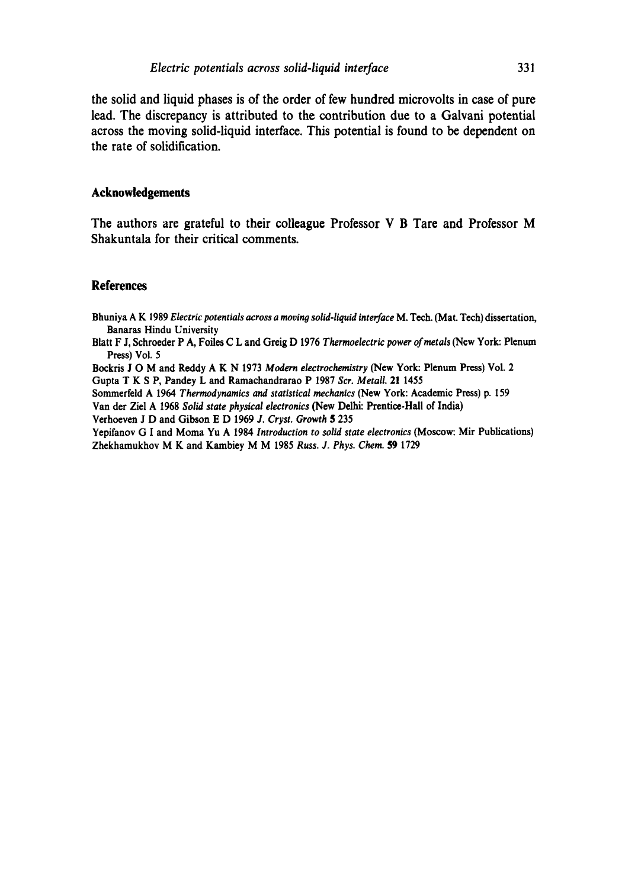the solid and liquid phases is of the order of few hundred microvolts in case of pure lead. The discrepancy is attributed to the contribution due to a Galvani potential across the moving solid-liquid interface. This potential is found to be dependent on the rate of solidification.

## Acknowledgements

The authors are grateful to their colleague Professor V B Tare and Professor M Shakuntala for their critical comments.

## References

Bhuniya A K 1989 *Electric potentials across a moving solid-liquid interface* M. Tech. (Mat. Tech) dissertation, Banaras Hindu University

Blatt F J, Schroeder P A, Foiles C L and Greig D 1976 *Thermoelectric power of metals* (New York: Plenum Press) Vol. 5

Bockris J O M and Reddy A K N 1973 *Modern electrochemistry* (New York: Plenum Press) Vol. 2

Gupta T K S P, Pandey L and Ramachandrarao P 1987 *Scr. Metall.* **21** 1455

Sommerfeld A 1964 *Thermodynamics and statistical mechanics* (New York: Academic Press) p. 159

Van der Ziel A 1968 *Solid state physical electronics* (New Delhi: Prentice-Hall of India)

Verhoeven J D and Gibson E D 1969 *J. Cryst. Growth* **5** 235

Yepifanov G I and Moma Yu A 1984 *Introduction to solid state electronics* (Moscow: Mir Publications)

Zhekhamukhov M K and Kambiey M M 1985 *Russ. J. Phys. Chem.* **59** 1729